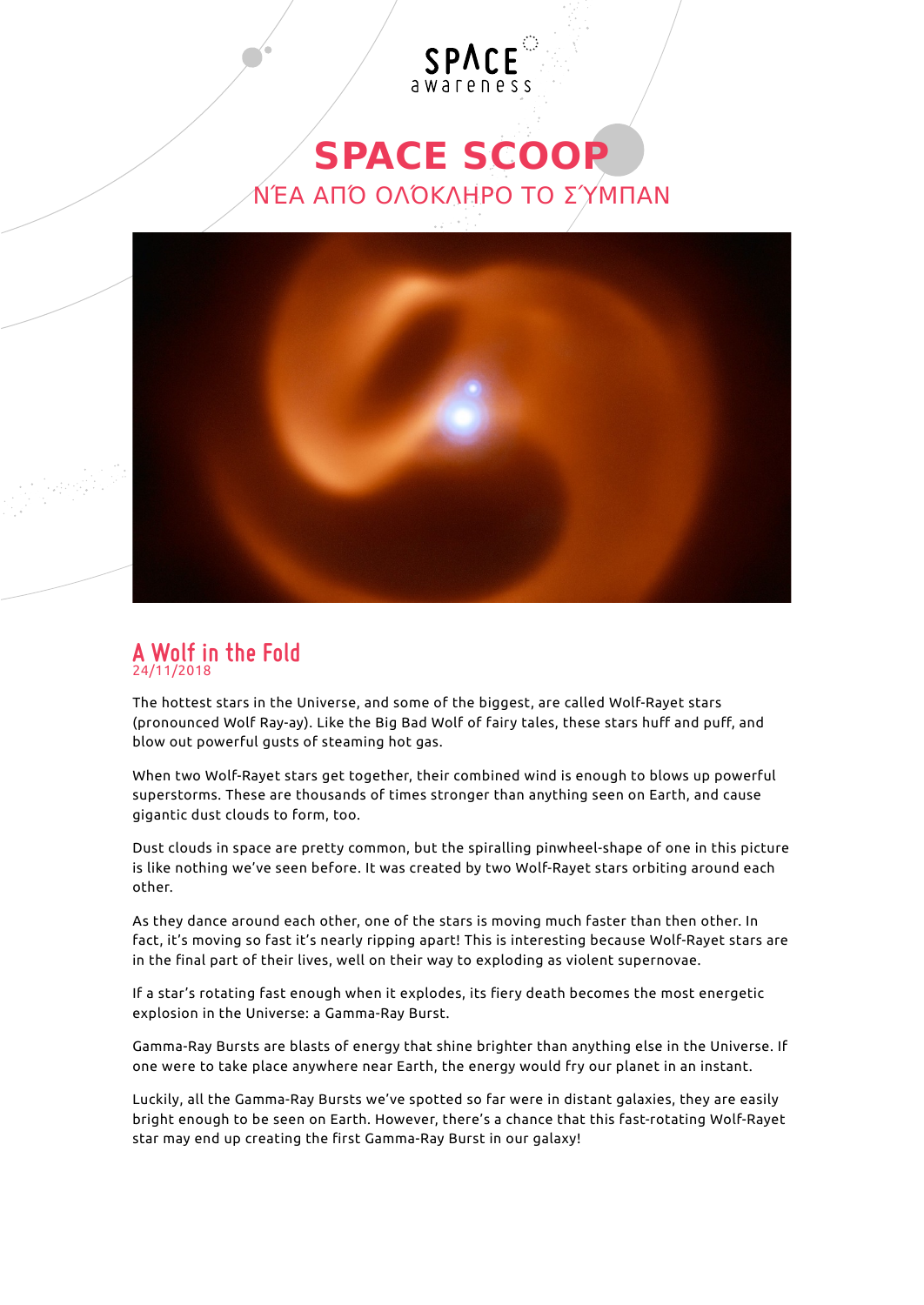SPACE awareness

# SPACE SCOOP

ΝΈΑ ΑΠΌ ΟΛΌΚΛΗΡΟ ΤΟ ΣΎΜΠΑΝ

## A Wolf in the Fold

24/11/2018

The hottest stars in the Universe, and some of the biggest, are called Wolf-Rayet stars (pronounced Wolf Ray-ay). Like the Big Bad Wolf of fairy tales, these stars huff and puff, and blow out powerful gusts of steaming hot gas.

When two Wolf-Rayet stars get together, their combined wind is enough to blows up powerful superstorms. These are thousands of times stronger than anything seen on Earth, and cause gigantic dust clouds to form, too.

Dust clouds in space are pretty common, but the spiralling pinwheel-shape of one in this picture is like nothing we've seen before. It was created by two Wolf-Rayet stars orbiting around each other.

As they dance around each other, one of the stars is moving much faster than then other. In fact, it's moving so fast it's nearly ripping apart! This is interesting because Wolf-Rayet stars are in the final part of their lives, well on their way to exploding as violent supernovae.

If a star's rotating fast enough when it explodes, its fiery death becomes the most energetic explosion in the Universe: a Gamma-Ray Burst.

Gamma-Ray Bursts are blasts of energy that shine brighter than anything else in the Universe. If one were to take place anywhere near Earth, the energy would fry our planet in an instant.

Luckily, all the Gamma-Ray Bursts we've spotted so far were in distant galaxies, they are easily bright enough to be seen on Earth. However, there's a chance that this fast-rotating Wolf-Rayet star may end up creating the first Gamma-Ray Burst in our galaxy!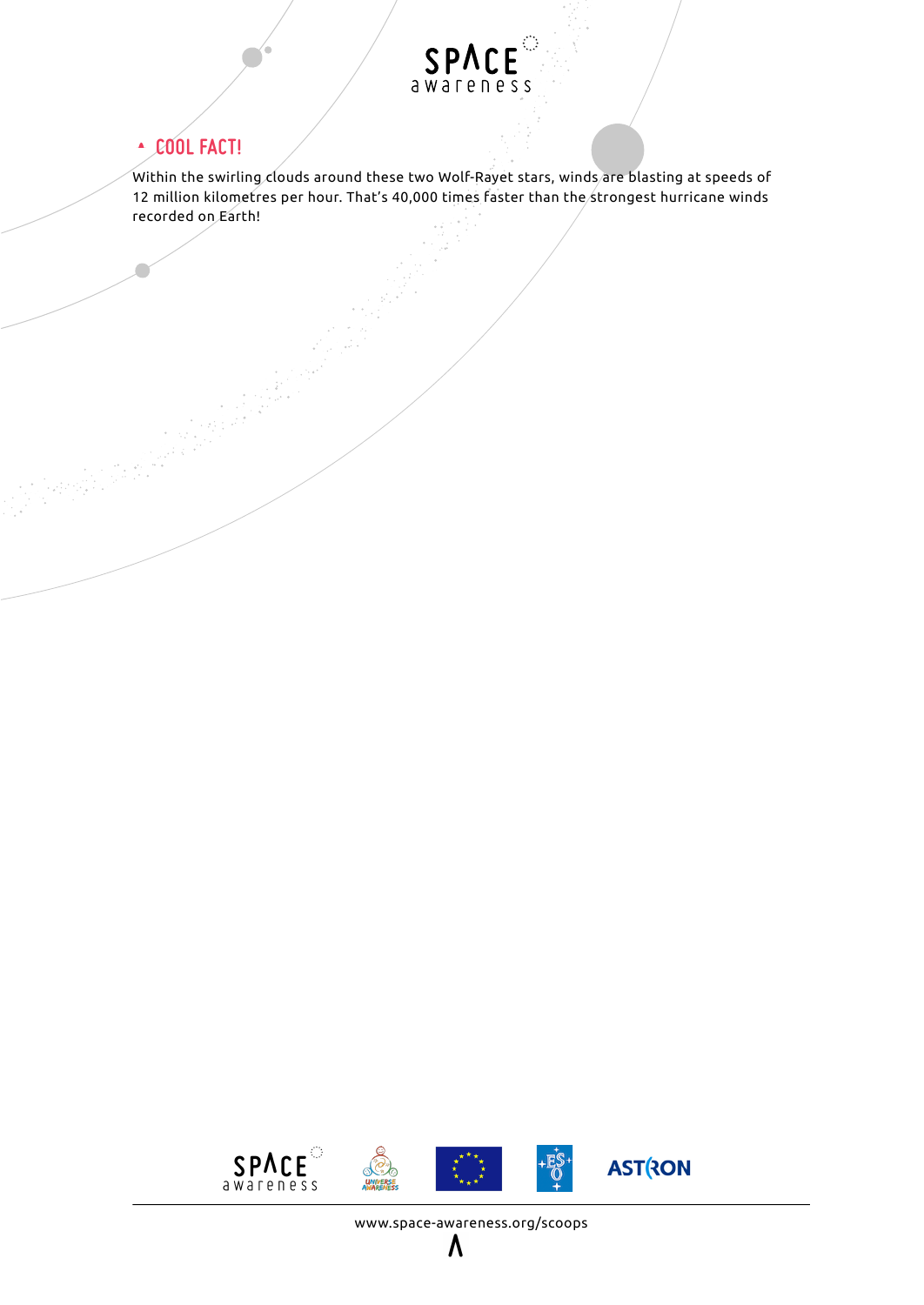## COOL FACT!

Within the swirling clouds around these two Wolf-Rayet stars, winds are blasting at speeds of 12 million kilometres per hour. That's 40,000 times faster than the strongest hurricane winds recorded on Earth!

www.space-awareness.org/scoops